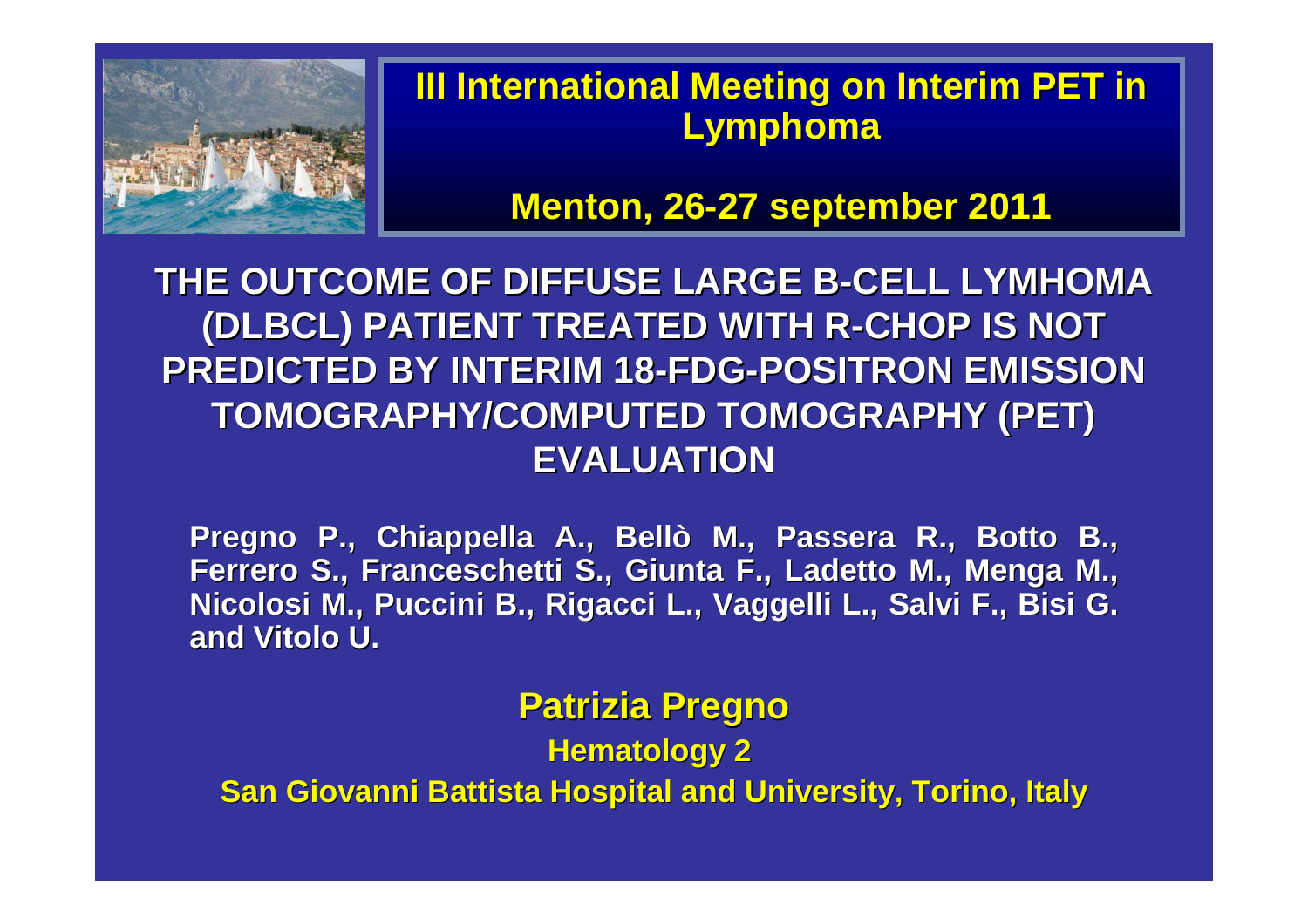**III International Meeting on Interim PET in Lymphoma**

**Menton, 26-27 september 2011**

# THE OUTCOME OF DIFFUSE LARGE B-CELL LYMHOMA (DLBCL) PATIENT TREATED WITH R-CHOP IS NOT PREDICTED BY INTERIM 18-FDG-POSITRON EMISSION TOMOGRAPHY/COMPUTED TOMOGRAPHY (PET) EVALUATION

**Pregno P., Chiappella A., Bellò M., Passera R., Botto B., Ferrero S., Franceschetti S., Giunta F., Ladetto M., Menga M., Nicolosi M., Puccini B., Rigacci L., Vaggelli L., Salvi F., Bisi G. and Vitolo U.**

**Patrizia Pregno**

**Hematology 2**

**San Giovanni Battista Hospital and University, Torino, Italy**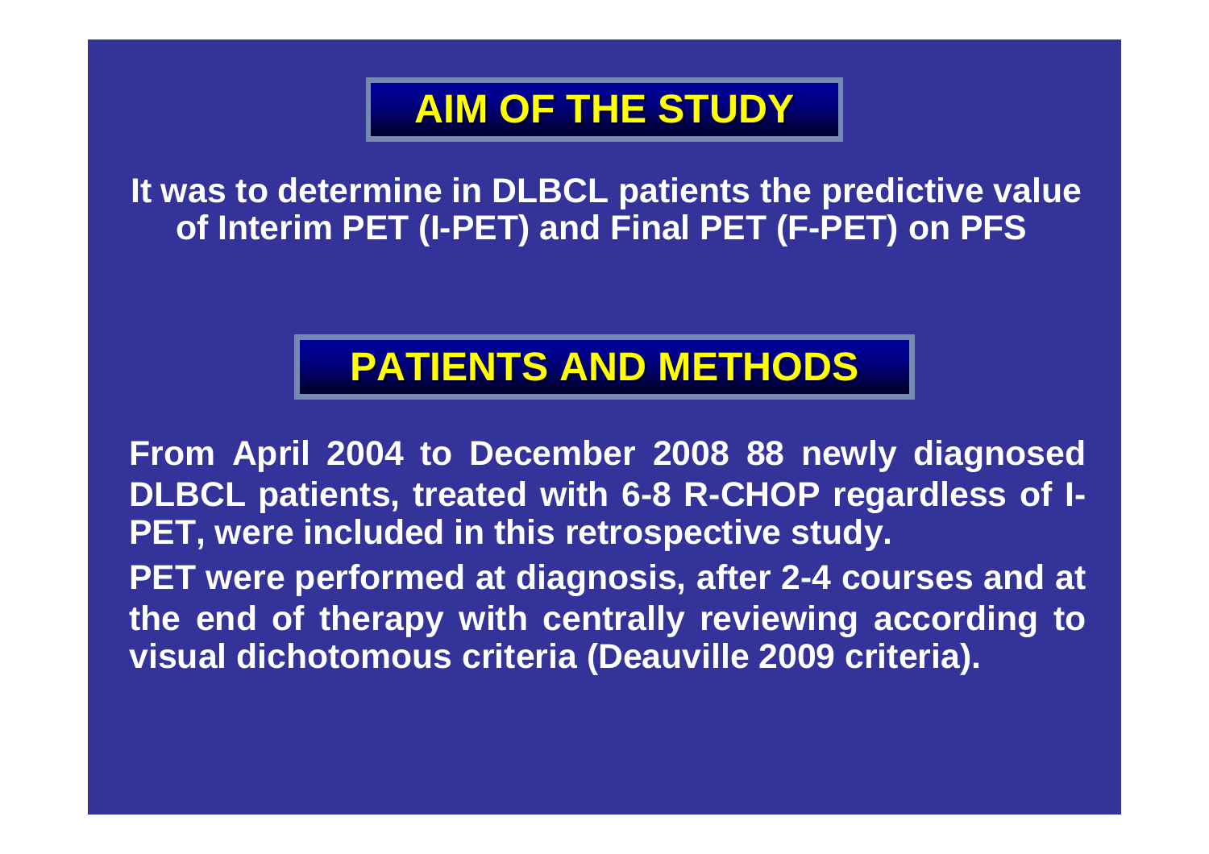## AIM OF THE STUDY

It was to determine in DLBCL patients the predictive value of Interim PET (I-PET) and Final PET (F-PET) on PFS

## PATIENTS AND METHODS

From April 2004 to December 2008 88 newly diagnosed DLBCL patients, treated with 6-8 R-CHOP regardless of I-PET, were included in this retrospective study.

PET were performed at diagnosis, after 2-4 courses and at the end of therapy with centrally reviewing according to visual dichotomous criteria (Deauville 2009 criteria).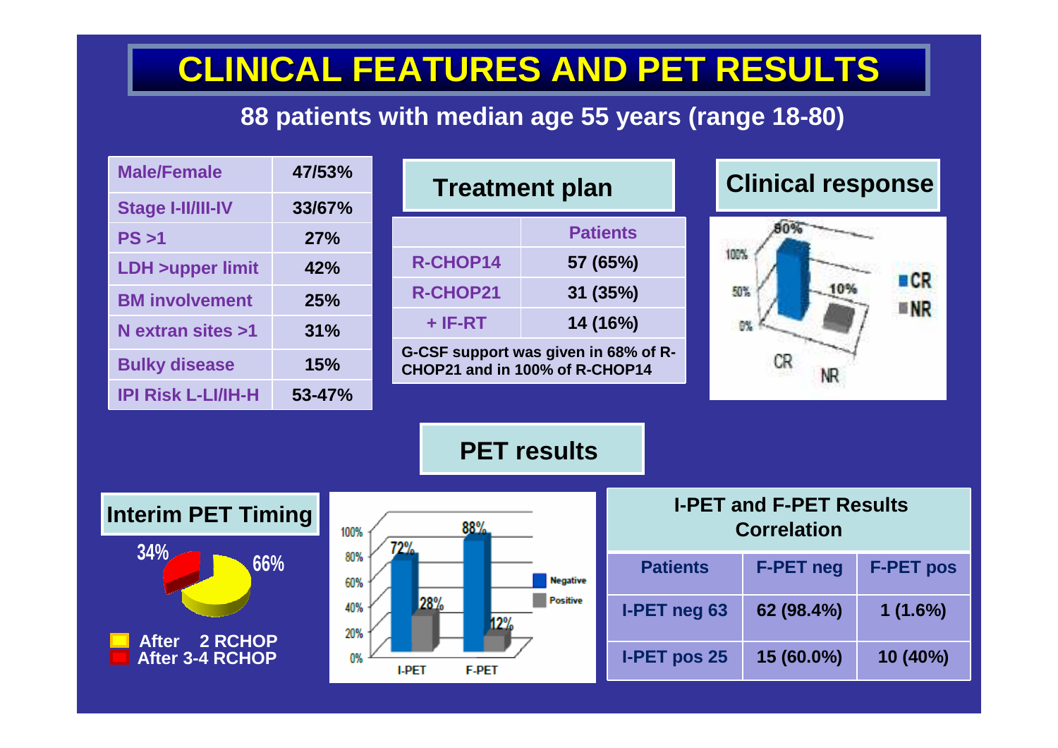# CLINICAL FEATURES AND PET RESULTS

## 88 patients with median age 55 years (range 18-80)

| | |
|---|---|
| Male/Female | 47/53% |
| Stage I-II/III-IV | 33/67% |
| PS >1 | 27% |
| LDH >upper limit | 42% |
| BM involvement | 25% |
| N extran sites >1 | 31% |
| Bulky disease | 15% |
| IPI Risk L-LI/IH-H | 53-47% |

### Treatment plan

| | Patients |
|---|---|
| R-CHOP14 | 57 (65%) |
| R-CHOP21 | 31 (35%) |
| + IF-RT | 14 (16%) |

G-CSF support was given in 68% of R-CHOP21 and in 100% of R-CHOP14

### Clinical response

- CR: 90%
- NR: 10%

### PET results

#### Interim PET Timing

- After 2 RCHOP: 66%
- After 3-4 RCHOP: 34%

| | Negative | Positive |
|---|---|---|
| I-PET | 72% | 28% |
| F-PET | 88% | 12% |

#### I-PET and F-PET Results Correlation

| Patients | F-PET neg | F-PET pos |
|---|---|---|
| I-PET neg 63 | 62 (98.4%) | 1 (1.6%) |
| I-PET pos 25 | 15 (60.0%) | 10 (40%) |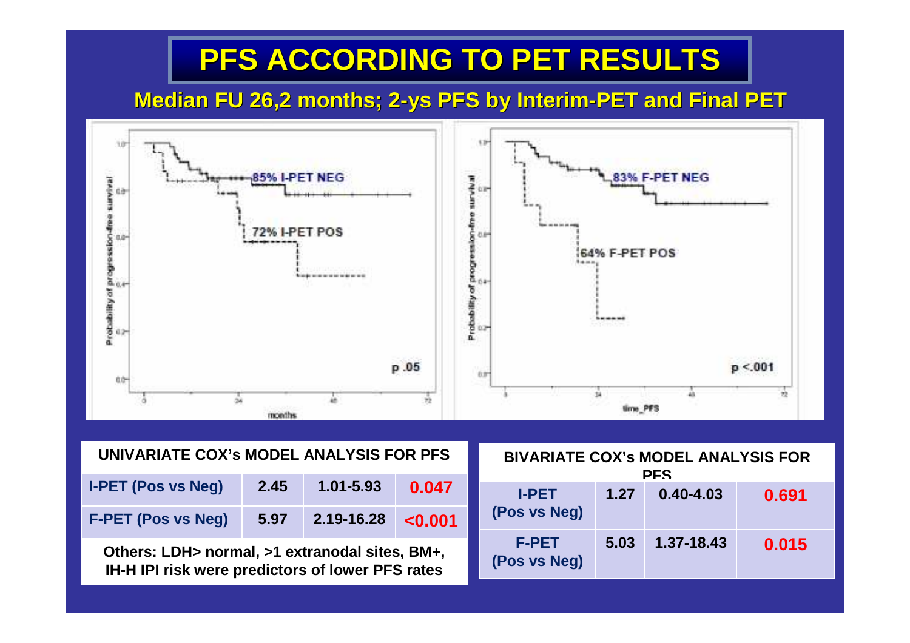# PFS ACCORDING TO PET RESULTS

## Median FU 26,2 months; 2-ys PFS by Interim-PET and Final PET

85% I-PET NEG

72% I-PET POS

p .05

83% F-PET NEG

64% F-PET POS

p <.001

| UNIVARIATE COX's MODEL ANALYSIS FOR PFS | | | |
|---|---|---|---|
| I-PET (Pos vs Neg) | 2.45 | 1.01-5.93 | 0.047 |
| F-PET (Pos vs Neg) | 5.97 | 2.19-16.28 | <0.001 |

Others: LDH> normal, >1 extranodal sites, BM+, IH-H IPI risk were predictors of lower PFS rates

| BIVARIATE COX's MODEL ANALYSIS FOR PFS | | | |
|---|---|---|---|
| I-PET (Pos vs Neg) | 1.27 | 0.40-4.03 | 0.691 |
| F-PET (Pos vs Neg) | 5.03 | 1.37-18.43 | 0.015 |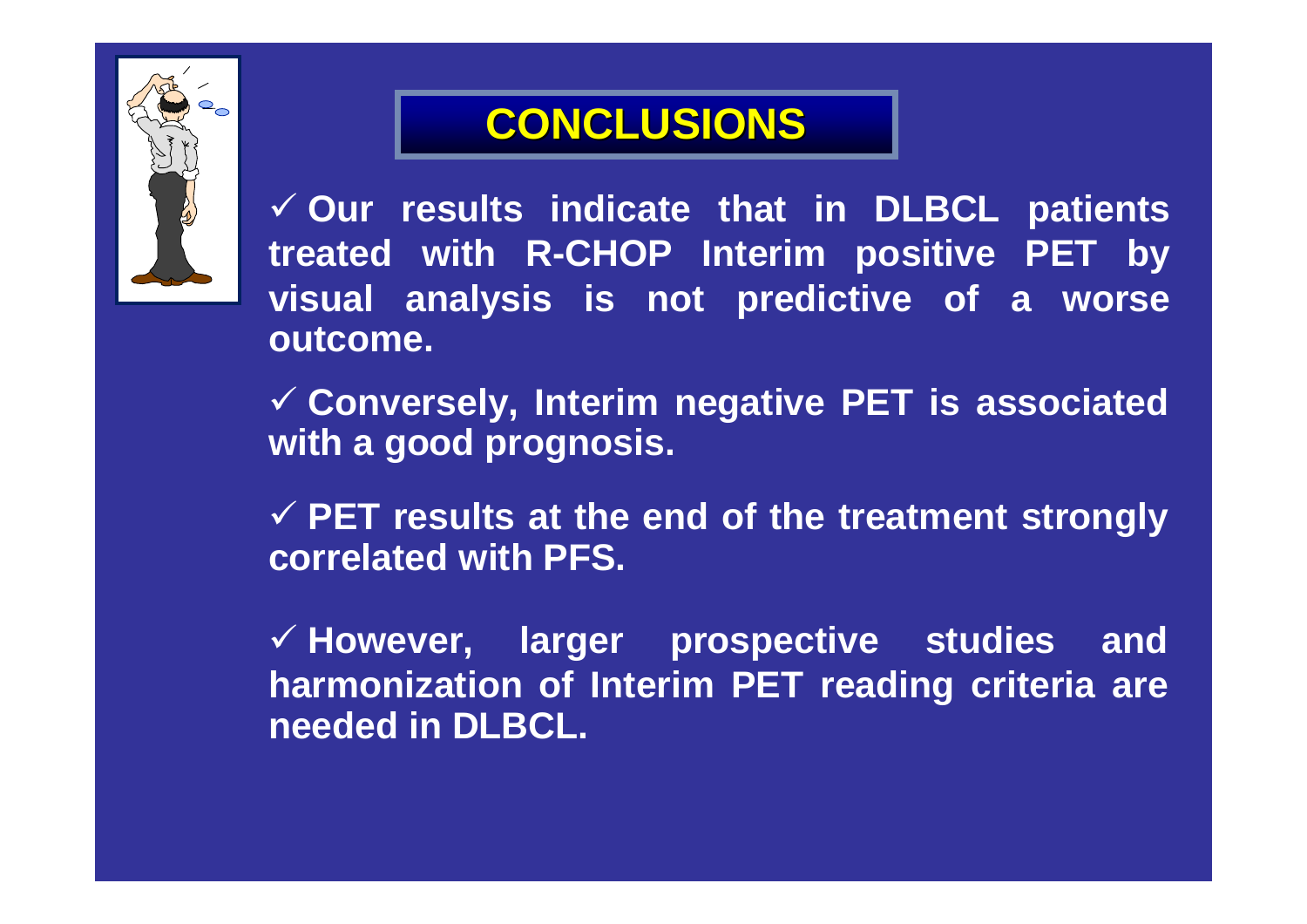# CONCLUSIONS

- ✓ Our results indicate that in DLBCL patients treated with R-CHOP Interim positive PET by visual analysis is not predictive of a worse outcome.
- ✓ Conversely, Interim negative PET is associated with a good prognosis.
- ✓ PET results at the end of the treatment strongly correlated with PFS.
- ✓ However, larger prospective studies and harmonization of Interim PET reading criteria are needed in DLBCL.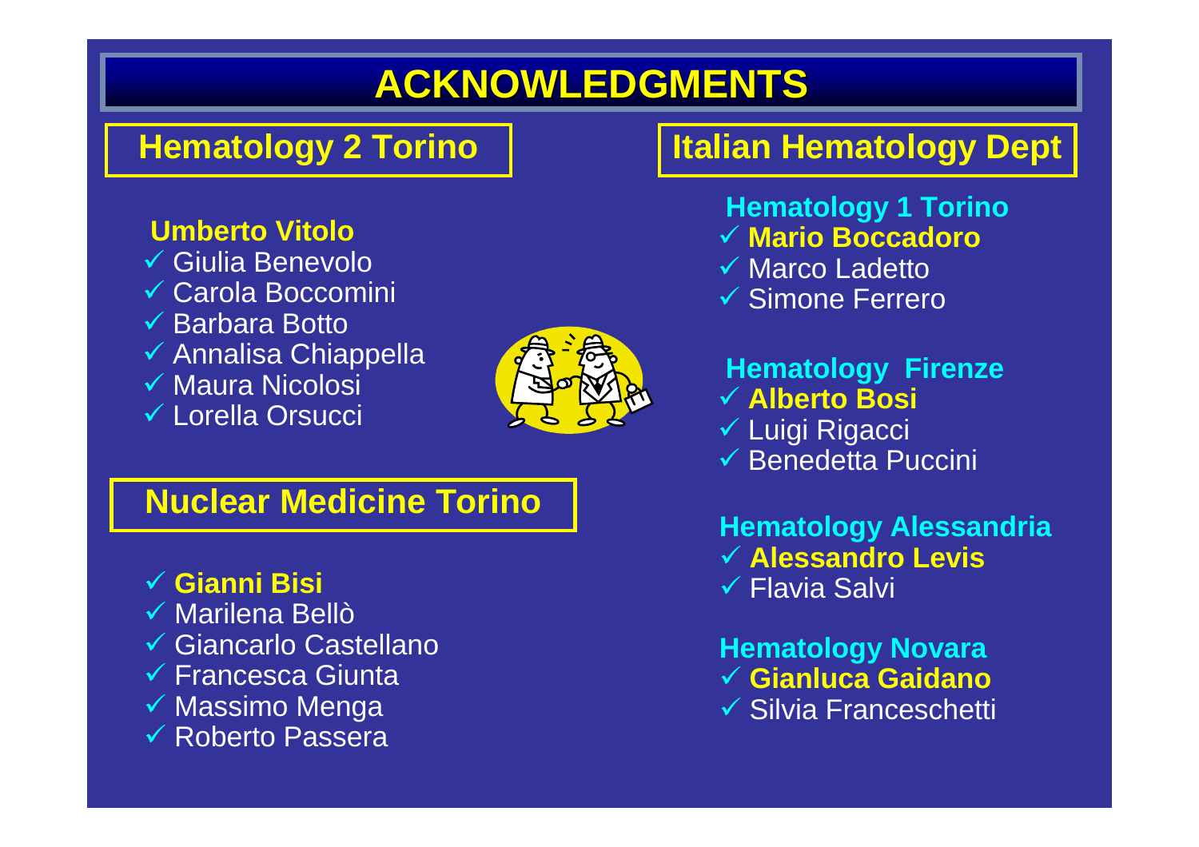# ACKNOWLEDGMENTS

## Hematology 2 Torino

**Umberto Vitolo**

- ✓ Giulia Benevolo
- ✓ Carola Boccomini
- ✓ Barbara Botto
- ✓ Annalisa Chiappella
- ✓ Maura Nicolosi
- ✓ Lorella Orsucci

## Nuclear Medicine Torino

- ✓ **Gianni Bisi**
- ✓ Marilena Bellò
- ✓ Giancarlo Castellano
- ✓ Francesca Giunta
- ✓ Massimo Menga
- ✓ Roberto Passera

## Italian Hematology Dept

**Hematology 1 Torino**

- ✓ **Mario Boccadoro**
- ✓ Marco Ladetto
- ✓ Simone Ferrero

**Hematology Firenze**

- ✓ **Alberto Bosi**
- ✓ Luigi Rigacci
- ✓ Benedetta Puccini

**Hematology Alessandria**

- ✓ **Alessandro Levis**
- ✓ Flavia Salvi

**Hematology Novara**

- ✓ **Gianluca Gaidano**
- ✓ Silvia Franceschetti